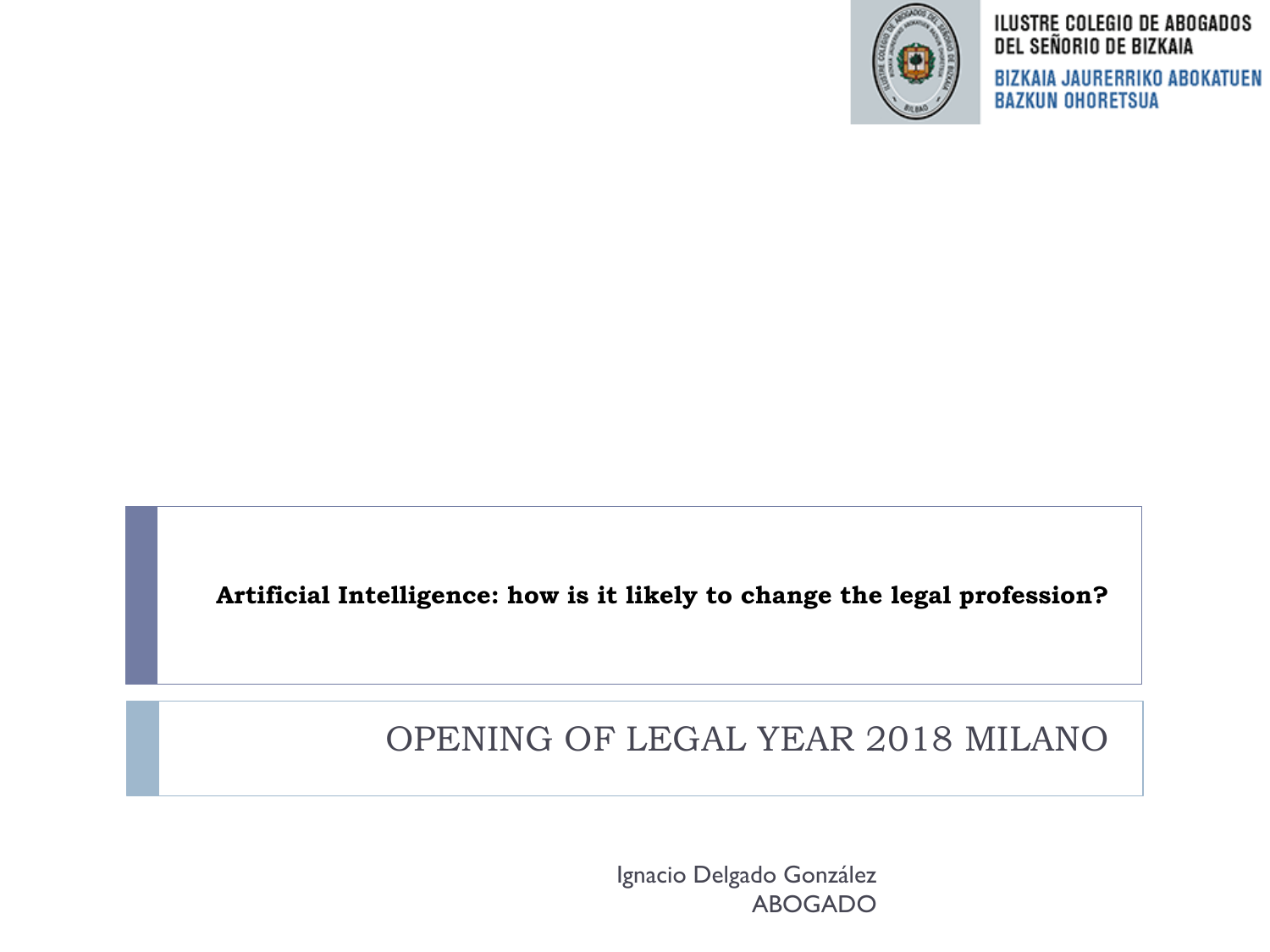ILUSTRE COLEGIO DE ABOGADOS DEL SEÑORIO DE BIZKAIA

BIZKAIA JAURERRIKO ABOKATUEN BAZKUN OHORETSUA

# Artificial Intelligence: how is it likely to change the legal profession?

## OPENING OF LEGAL YEAR 2018 MILANO

Ignacio Delgado González
ABOGADO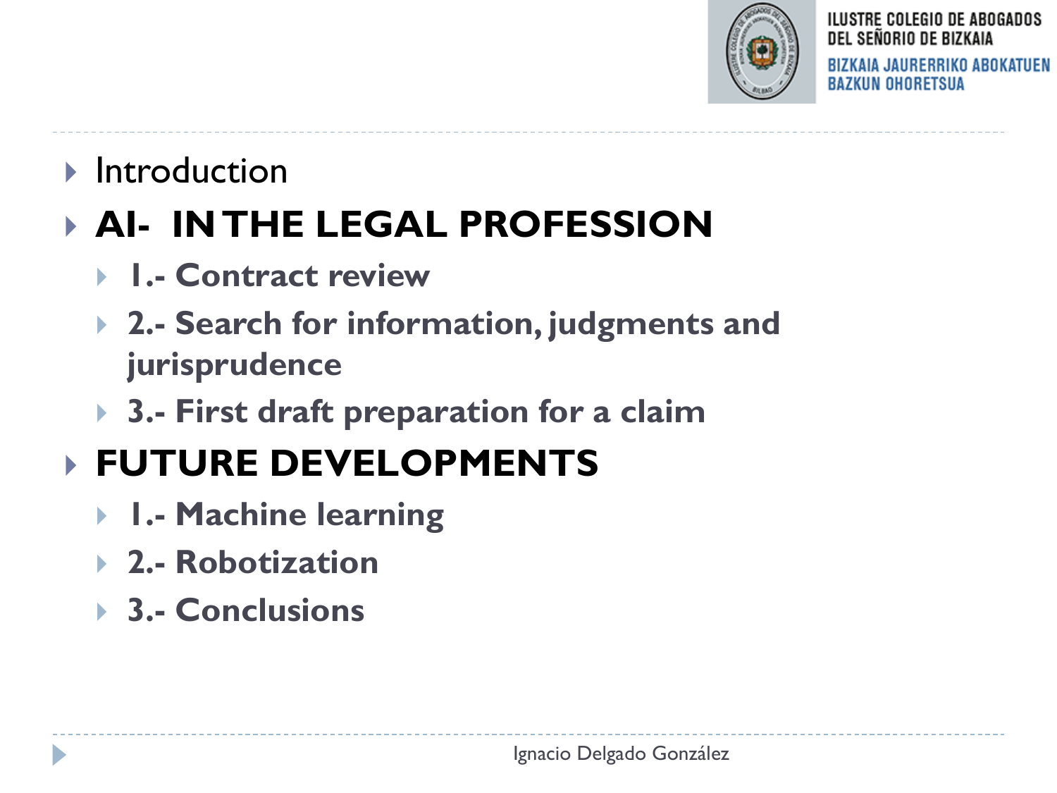- Introduction
- **AI- IN THE LEGAL PROFESSION**
  - **1.- Contract review**
  - **2.- Search for information, judgments and jurisprudence**
  - **3.- First draft preparation for a claim**
- **FUTURE DEVELOPMENTS**
  - **1.- Machine learning**
  - **2.- Robotization**
  - **3.- Conclusions**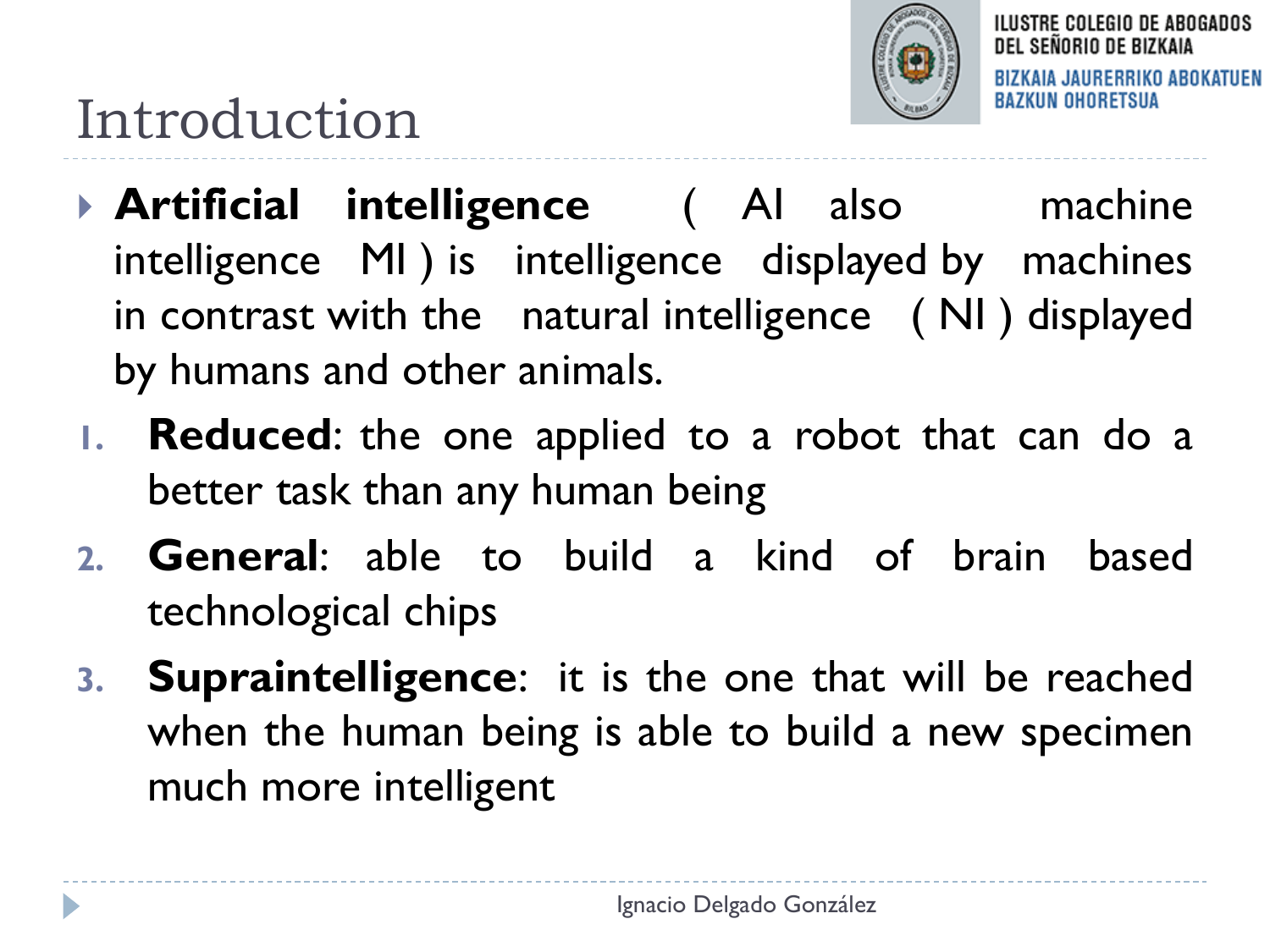# Introduction

- **Artificial intelligence** ( AI also machine intelligence MI ) is intelligence displayed by machines in contrast with the natural intelligence ( NI ) displayed by humans and other animals.

1. **Reduced**: the one applied to a robot that can do a better task than any human being
2. **General**: able to build a kind of brain based technological chips
3. **Supraintelligence**: it is the one that will be reached when the human being is able to build a new specimen much more intelligent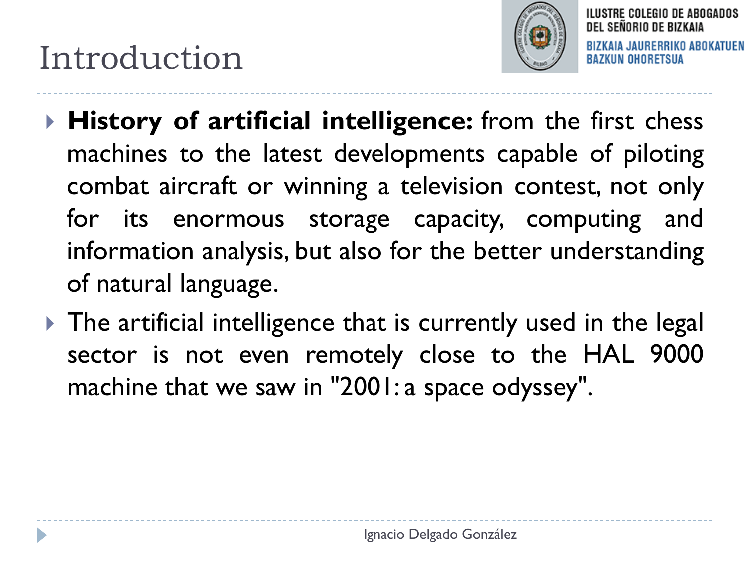# Introduction

- **History of artificial intelligence:** from the first chess machines to the latest developments capable of piloting combat aircraft or winning a television contest, not only for its enormous storage capacity, computing and information analysis, but also for the better understanding of natural language.
- The artificial intelligence that is currently used in the legal sector is not even remotely close to the HAL 9000 machine that we saw in "2001: a space odyssey".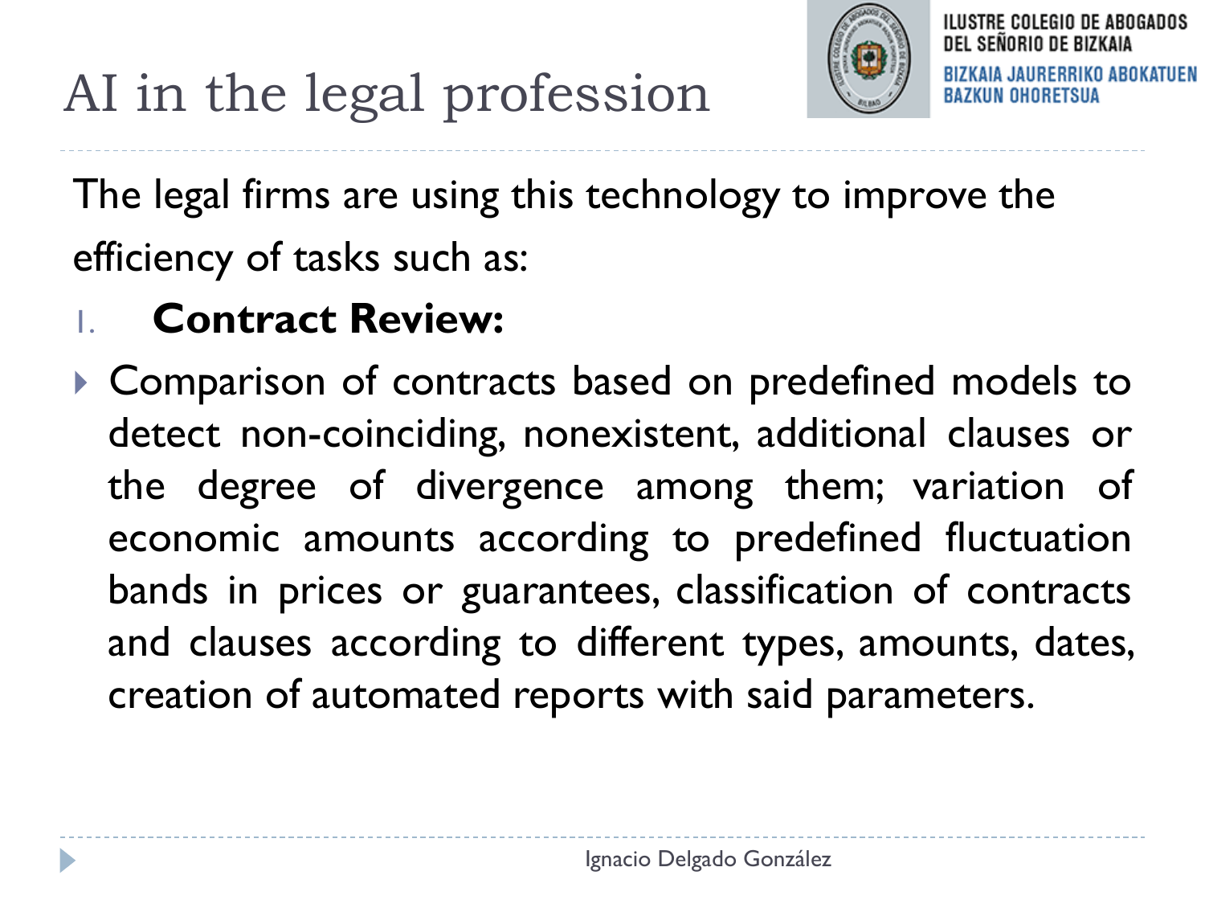# AI in the legal profession

The legal firms are using this technology to improve the efficiency of tasks such as:

1. **Contract Review:**

- Comparison of contracts based on predefined models to detect non-coinciding, nonexistent, additional clauses or the degree of divergence among them; variation of economic amounts according to predefined fluctuation bands in prices or guarantees, classification of contracts and clauses according to different types, amounts, dates, creation of automated reports with said parameters.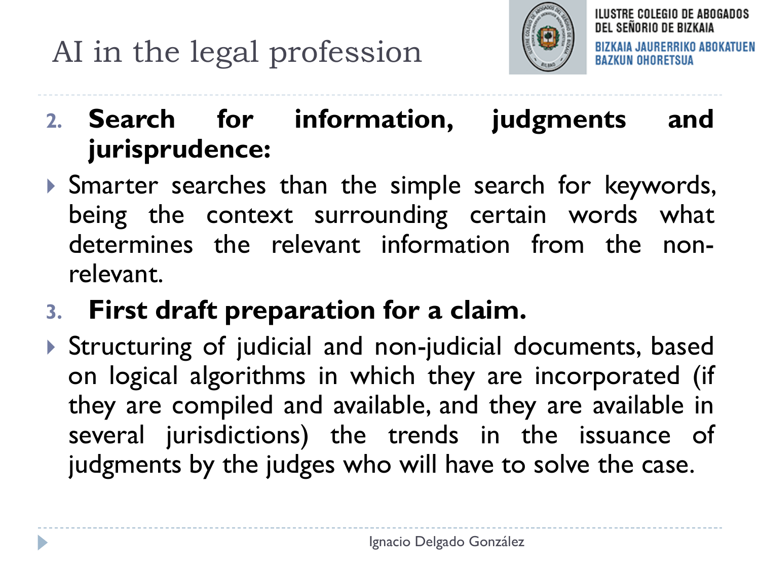# AI in the legal profession

2. **Search for information, judgments and jurisprudence:**

- Smarter searches than the simple search for keywords, being the context surrounding certain words what determines the relevant information from the non-relevant.

3. **First draft preparation for a claim.**

- Structuring of judicial and non-judicial documents, based on logical algorithms in which they are incorporated (if they are compiled and available, and they are available in several jurisdictions) the trends in the issuance of judgments by the judges who will have to solve the case.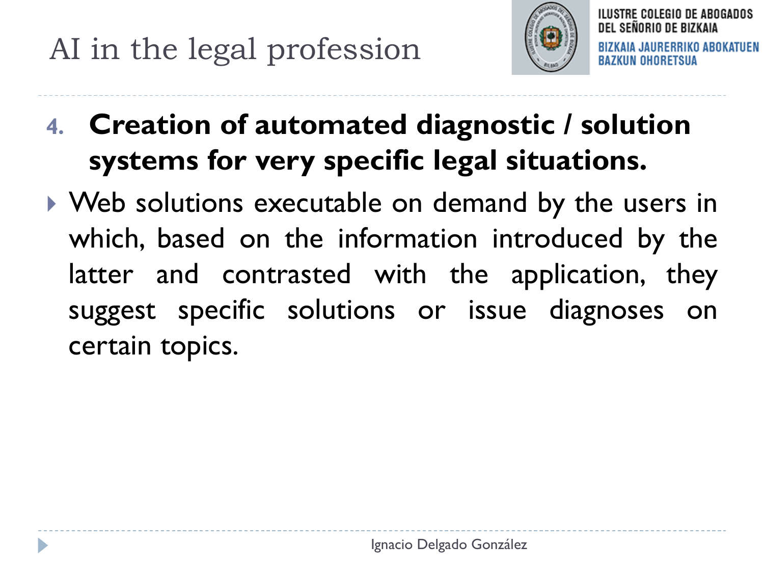# AI in the legal profession

4. **Creation of automated diagnostic / solution systems for very specific legal situations.**

- Web solutions executable on demand by the users in which, based on the information introduced by the latter and contrasted with the application, they suggest specific solutions or issue diagnoses on certain topics.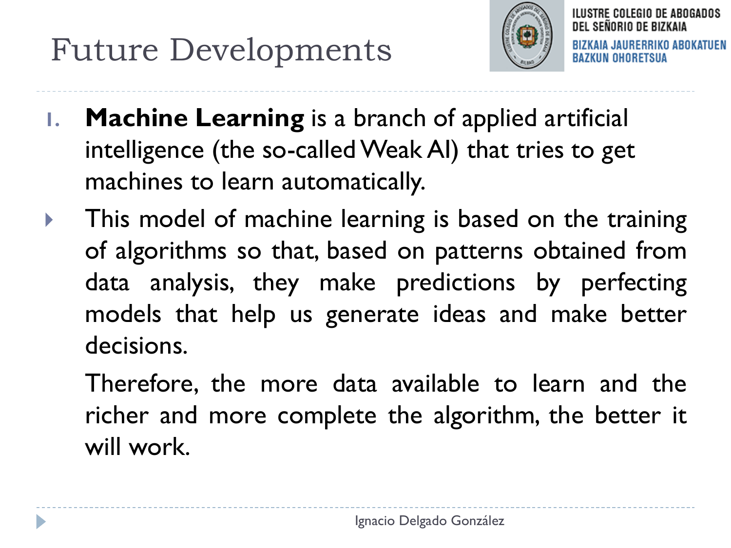# Future Developments

1. **Machine Learning** is a branch of applied artificial intelligence (the so-called Weak AI) that tries to get machines to learn automatically.

- This model of machine learning is based on the training of algorithms so that, based on patterns obtained from data analysis, they make predictions by perfecting models that help us generate ideas and make better decisions.

  Therefore, the more data available to learn and the richer and more complete the algorithm, the better it will work.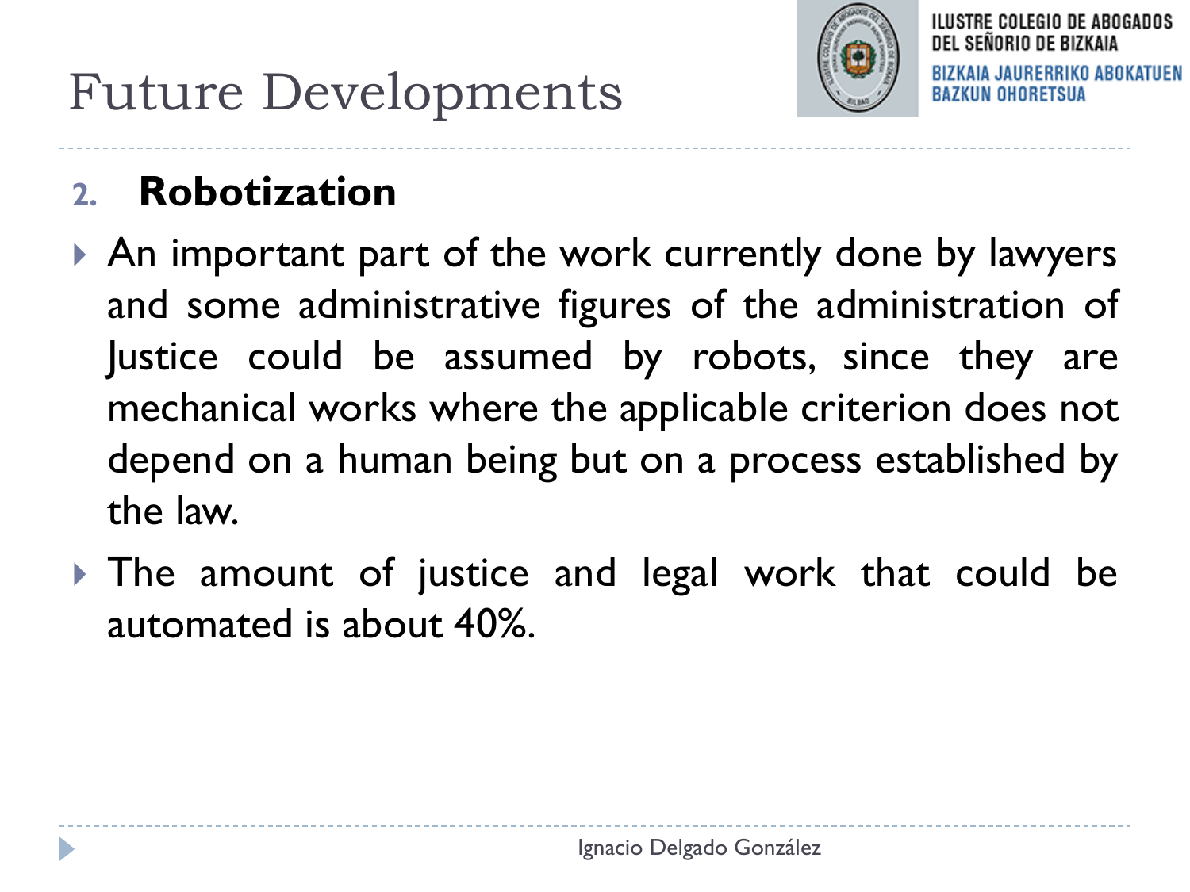# Future Developments

## 2. Robotization

- An important part of the work currently done by lawyers and some administrative figures of the administration of Justice could be assumed by robots, since they are mechanical works where the applicable criterion does not depend on a human being but on a process established by the law.
- The amount of justice and legal work that could be automated is about 40%.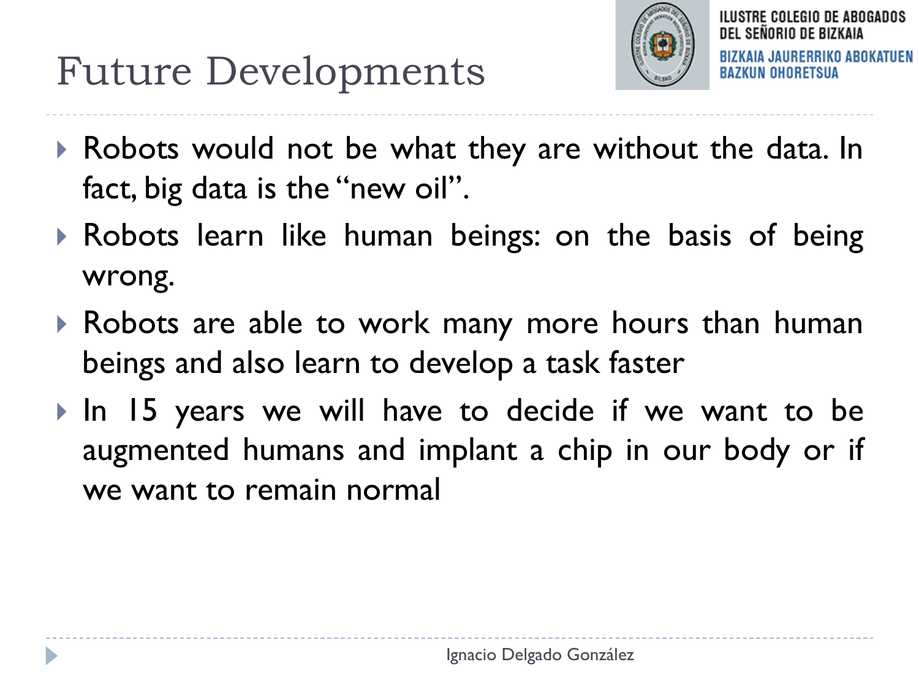# Future Developments

- Robots would not be what they are without the data. In fact, big data is the "new oil".
- Robots learn like human beings: on the basis of being wrong.
- Robots are able to work many more hours than human beings and also learn to develop a task faster
- In 15 years we will have to decide if we want to be augmented humans and implant a chip in our body or if we want to remain normal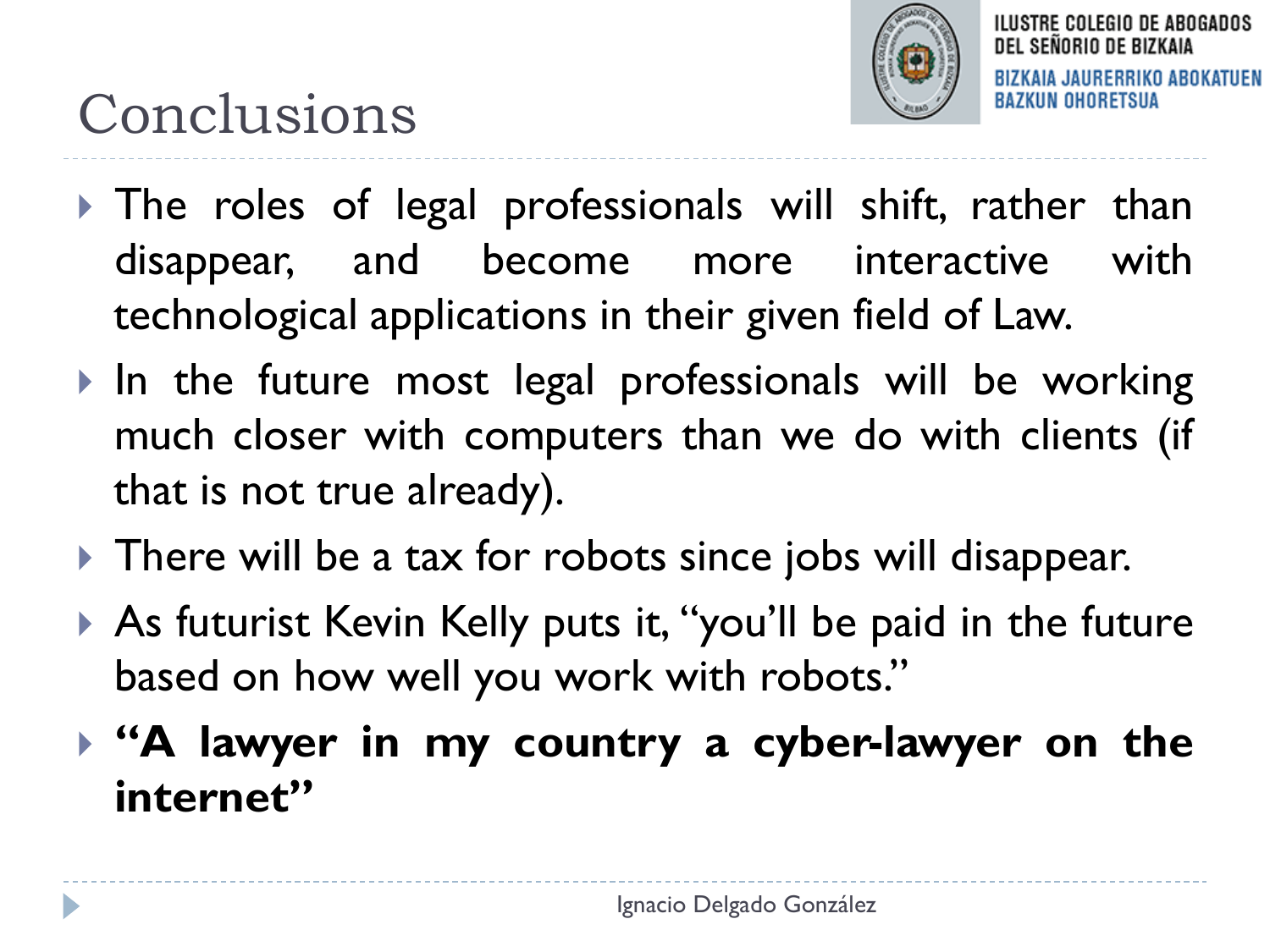ILUSTRE COLEGIO DE ABOGADOS DEL SEÑORIO DE BIZKAIA
BIZKAIA JAURERRIKO ABOKATUEN BAZKUN OHORETSUA

# Conclusions

- The roles of legal professionals will shift, rather than disappear, and become more interactive with technological applications in their given field of Law.
- In the future most legal professionals will be working much closer with computers than we do with clients (if that is not true already).
- There will be a tax for robots since jobs will disappear.
- As futurist Kevin Kelly puts it, "you'll be paid in the future based on how well you work with robots."
- **"A lawyer in my country a cyber-lawyer on the internet"**

Ignacio Delgado González